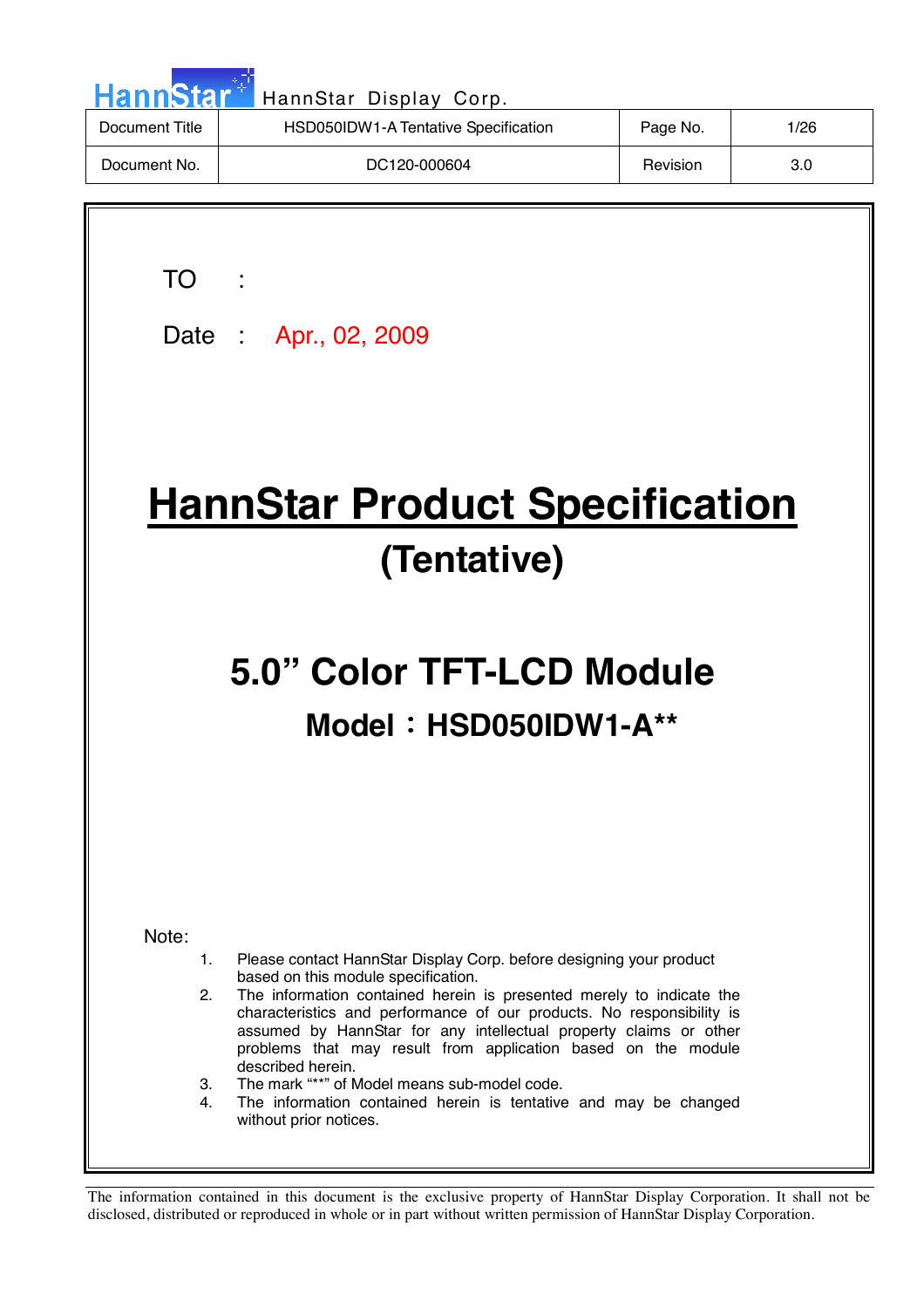| Document Title | HSD050IDW1-A Tentative Specification | Page No. | 1/26 |
| --- | --- | --- | --- |
| Document No. | DC120-000604 | Revision | 3.0 |

TO :

Date : Apr., 02, 2009

# HannStar Product Specification

## (Tentative)

## 5.0" Color TFT-LCD Module

### Model：HSD050IDW1-A**

Note:

1. Please contact HannStar Display Corp. before designing your product based on this module specification.
2. The information contained herein is presented merely to indicate the characteristics and performance of our products. No responsibility is assumed by HannStar for any intellectual property claims or other problems that may result from application based on the module described herein.
3. The mark "**" of Model means sub-model code.
4. The information contained herein is tentative and may be changed without prior notices.

The information contained in this document is the exclusive property of HannStar Display Corporation. It shall not be disclosed, distributed or reproduced in whole or in part without written permission of HannStar Display Corporation.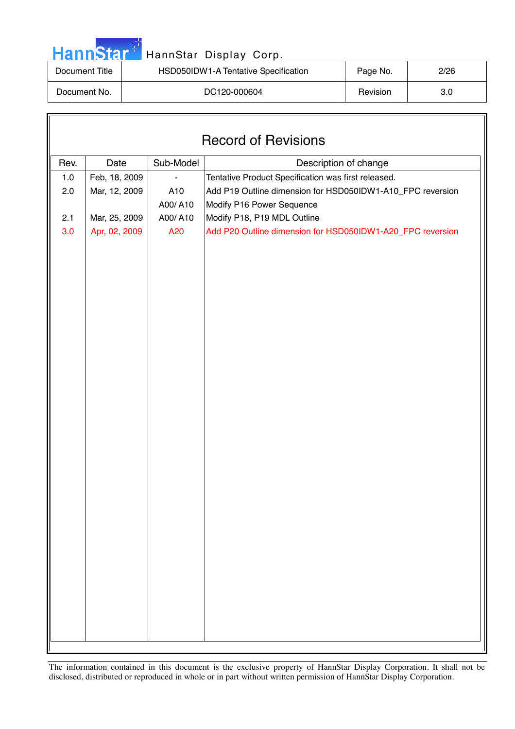# Record of Revisions

| Rev. | Date | Sub-Model | Description of change |
|---|---|---|---|
| 1.0 | Feb, 18, 2009 | - | Tentative Product Specification was first released. |
| 2.0 | Mar, 12, 2009 | A10 | Add P19 Outline dimension for HSD050IDW1-A10_FPC reversion |
| | | A00/ A10 | Modify P16 Power Sequence |
| 2.1 | Mar, 25, 2009 | A00/ A10 | Modify P18, P19 MDL Outline |
| 3.0 | Apr, 02, 2009 | A20 | Add P20 Outline dimension for HSD050IDW1-A20_FPC reversion |

The information contained in this document is the exclusive property of HannStar Display Corporation. It shall not be disclosed, distributed or reproduced in whole or in part without written permission of HannStar Display Corporation.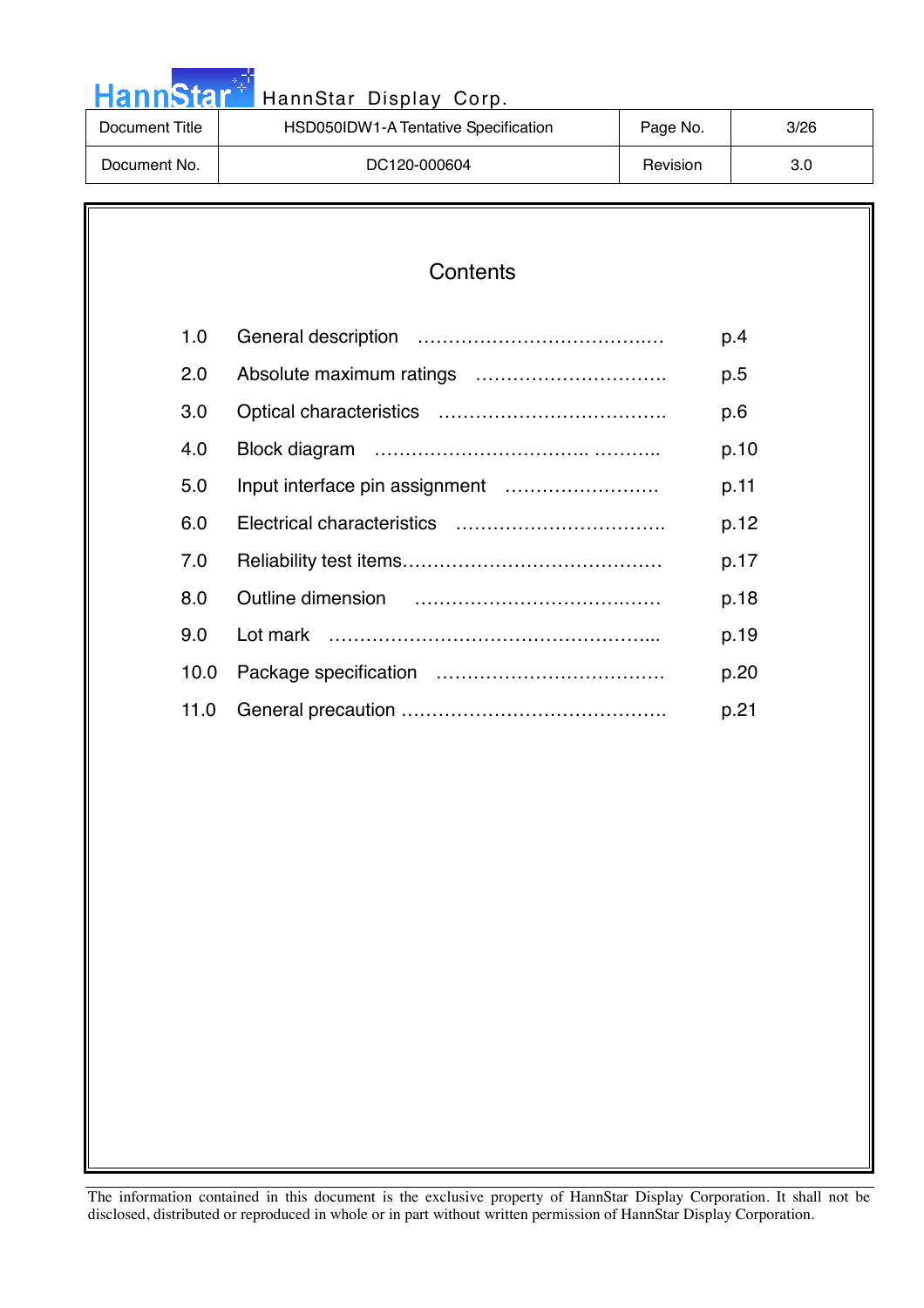# Contents

| | | |
|---|---|---|
| 1.0 | General description | p.4 |
| 2.0 | Absolute maximum ratings | p.5 |
| 3.0 | Optical characteristics | p.6 |
| 4.0 | Block diagram | p.10 |
| 5.0 | Input interface pin assignment | p.11 |
| 6.0 | Electrical characteristics | p.12 |
| 7.0 | Reliability test items | p.17 |
| 8.0 | Outline dimension | p.18 |
| 9.0 | Lot mark | p.19 |
| 10.0 | Package specification | p.20 |
| 11.0 | General precaution | p.21 |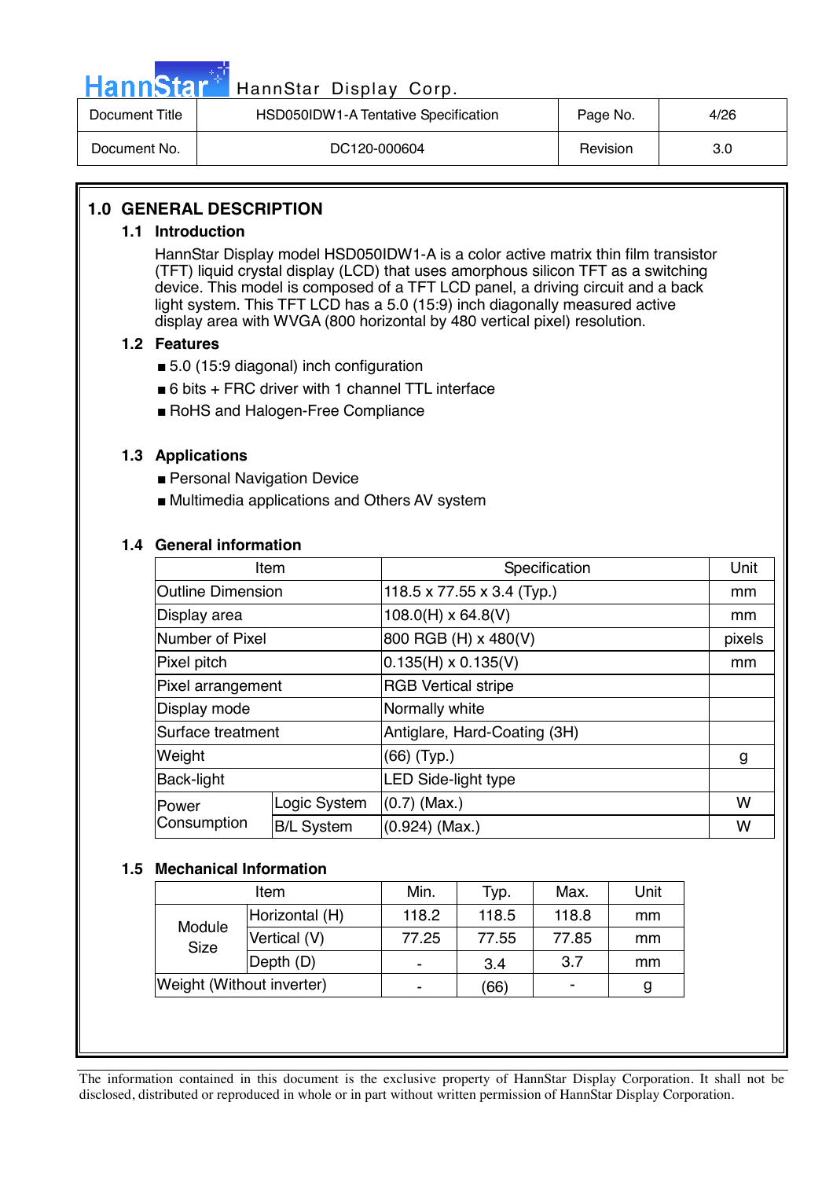# 1.0 GENERAL DESCRIPTION

## 1.1 Introduction

HannStar Display model HSD050IDW1-A is a color active matrix thin film transistor (TFT) liquid crystal display (LCD) that uses amorphous silicon TFT as a switching device. This model is composed of a TFT LCD panel, a driving circuit and a back light system. This TFT LCD has a 5.0 (15:9) inch diagonally measured active display area with WVGA (800 horizontal by 480 vertical pixel) resolution.

## 1.2 Features

- 5.0 (15:9 diagonal) inch configuration
- 6 bits + FRC driver with 1 channel TTL interface
- RoHS and Halogen-Free Compliance

## 1.3 Applications

- Personal Navigation Device
- Multimedia applications and Others AV system

## 1.4 General information

| Item | | Specification | Unit |
|---|---|---|---|
| Outline Dimension | | 118.5 x 77.55 x 3.4 (Typ.) | mm |
| Display area | | 108.0(H) x 64.8(V) | mm |
| Number of Pixel | | 800 RGB (H) x 480(V) | pixels |
| Pixel pitch | | 0.135(H) x 0.135(V) | mm |
| Pixel arrangement | | RGB Vertical stripe | |
| Display mode | | Normally white | |
| Surface treatment | | Antiglare, Hard-Coating (3H) | |
| Weight | | (66) (Typ.) | g |
| Back-light | | LED Side-light type | |
| Power Consumption | Logic System | (0.7) (Max.) | W |
| | B/L System | (0.924) (Max.) | W |

## 1.5 Mechanical Information

| Item | | Min. | Typ. | Max. | Unit |
|---|---|---|---|---|---|
| Module Size | Horizontal (H) | 118.2 | 118.5 | 118.8 | mm |
| | Vertical (V) | 77.25 | 77.55 | 77.85 | mm |
| | Depth (D) | - | 3.4 | 3.7 | mm |
| Weight (Without inverter) | | - | (66) | - | g |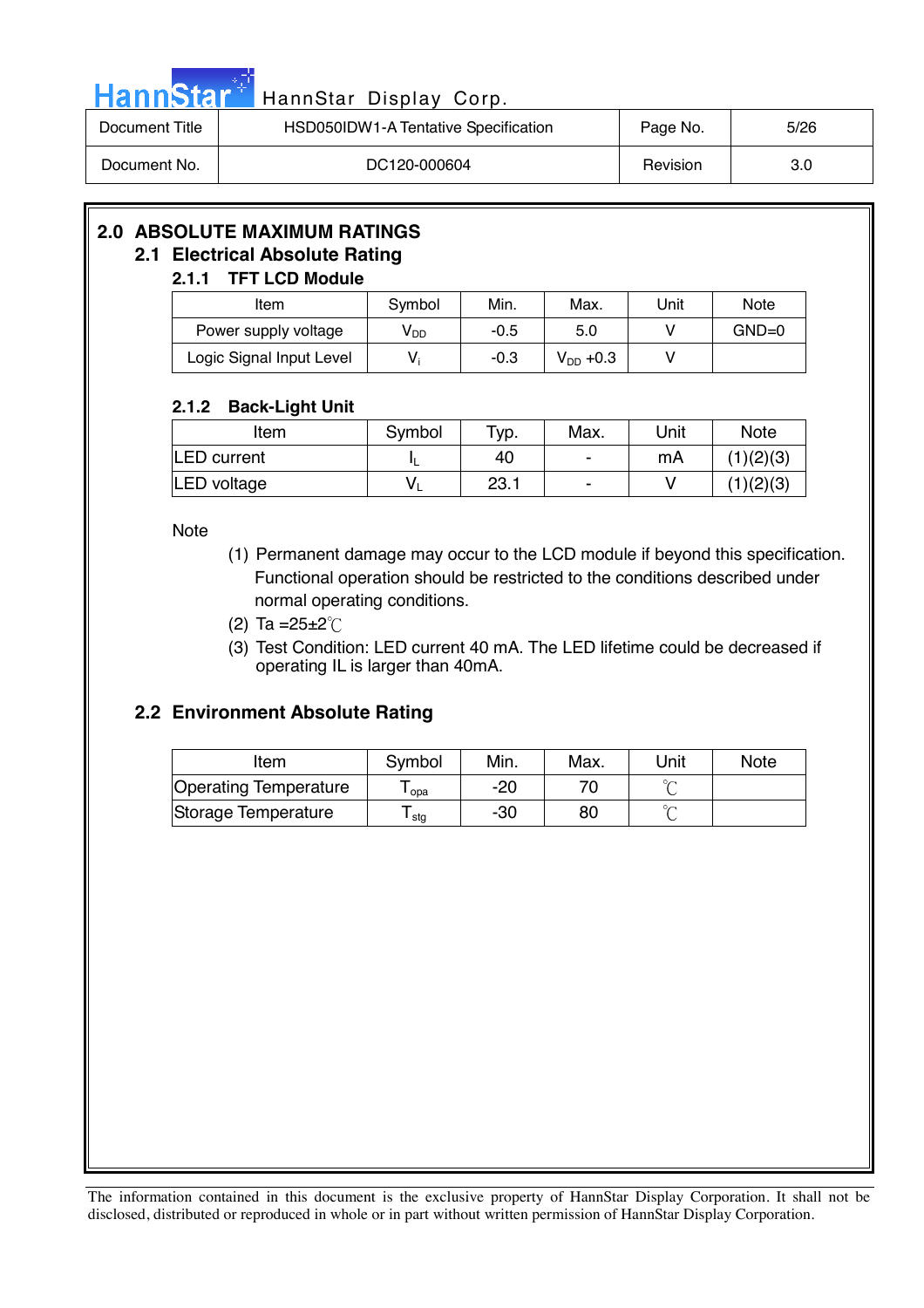## 2.0 ABSOLUTE MAXIMUM RATINGS

### 2.1 Electrical Absolute Rating

#### 2.1.1 TFT LCD Module

| Item | Symbol | Min. | Max. | Unit | Note |
|---|---|---|---|---|---|
| Power supply voltage | $V_{DD}$ | -0.5 | 5.0 | V | GND=0 |
| Logic Signal Input Level | $V_i$ | -0.3 | $V_{DD}$ +0.3 | V | |

#### 2.1.2 Back-Light Unit

| Item | Symbol | Typ. | Max. | Unit | Note |
|---|---|---|---|---|---|
| LED current | $I_L$ | 40 | - | mA | (1)(2)(3) |
| LED voltage | $V_L$ | 23.1 | - | V | (1)(2)(3) |

Note

(1) Permanent damage may occur to the LCD module if beyond this specification. Functional operation should be restricted to the conditions described under normal operating conditions.

(2) Ta =25±2℃

(3) Test Condition: LED current 40 mA. The LED lifetime could be decreased if operating IL is larger than 40mA.

### 2.2 Environment Absolute Rating

| Item | Symbol | Min. | Max. | Unit | Note |
|---|---|---|---|---|---|
| Operating Temperature | $T_{opa}$ | -20 | 70 | ℃ | |
| Storage Temperature | $T_{stg}$ | -30 | 80 | ℃ | |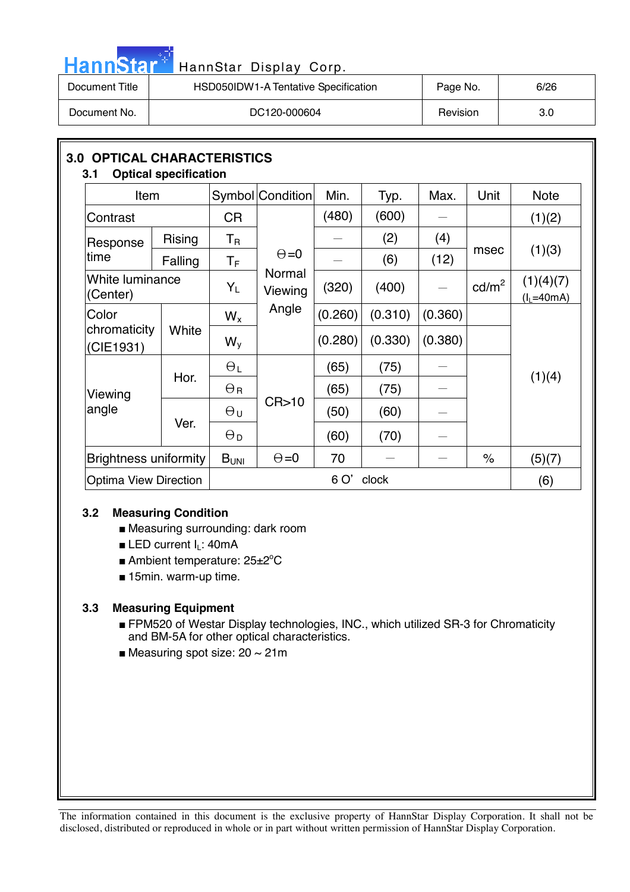## 3.0 OPTICAL CHARACTERISTICS

### 3.1 Optical specification

| Item | | Symbol | Condition | Min. | Typ. | Max. | Unit | Note |
|---|---|---|---|---|---|---|---|---|
| Contrast | | CR | Θ=0 Normal Viewing Angle | (480) | (600) | — | | (1)(2) |
| Response time | Rising | $T_R$ | | — | (2) | (4) | msec | (1)(3) |
| | Falling | $T_F$ | | — | (6) | (12) | | |
| White luminance (Center) | | $Y_L$ | | (320) | (400) | — | cd/m$^2$ | (1)(4)(7) ($I_L$=40mA) |
| Color chromaticity (CIE1931) | White | $W_x$ | | (0.260) | (0.310) | (0.360) | | (1)(4) |
| | | $W_y$ | | (0.280) | (0.330) | (0.380) | | |
| Viewing angle | Hor. | $\Theta_L$ | CR>10 | (65) | (75) | — | | |
| | | $\Theta_R$ | | (65) | (75) | — | | |
| | Ver. | $\Theta_U$ | | (50) | (60) | — | | |
| | | $\Theta_D$ | | (60) | (70) | — | | |
| Brightness uniformity | | $B_{UNI}$ | Θ=0 | 70 | — | — | % | (5)(7) |
| Optima View Direction | | 6 O' clock | | | | | | (6) |

### 3.2 Measuring Condition

- Measuring surrounding: dark room
- LED current $I_L$: 40mA
- Ambient temperature: 25±2°C
- 15min. warm-up time.

### 3.3 Measuring Equipment

- FPM520 of Westar Display technologies, INC., which utilized SR-3 for Chromaticity and BM-5A for other optical characteristics.
- Measuring spot size: 20 ~ 21m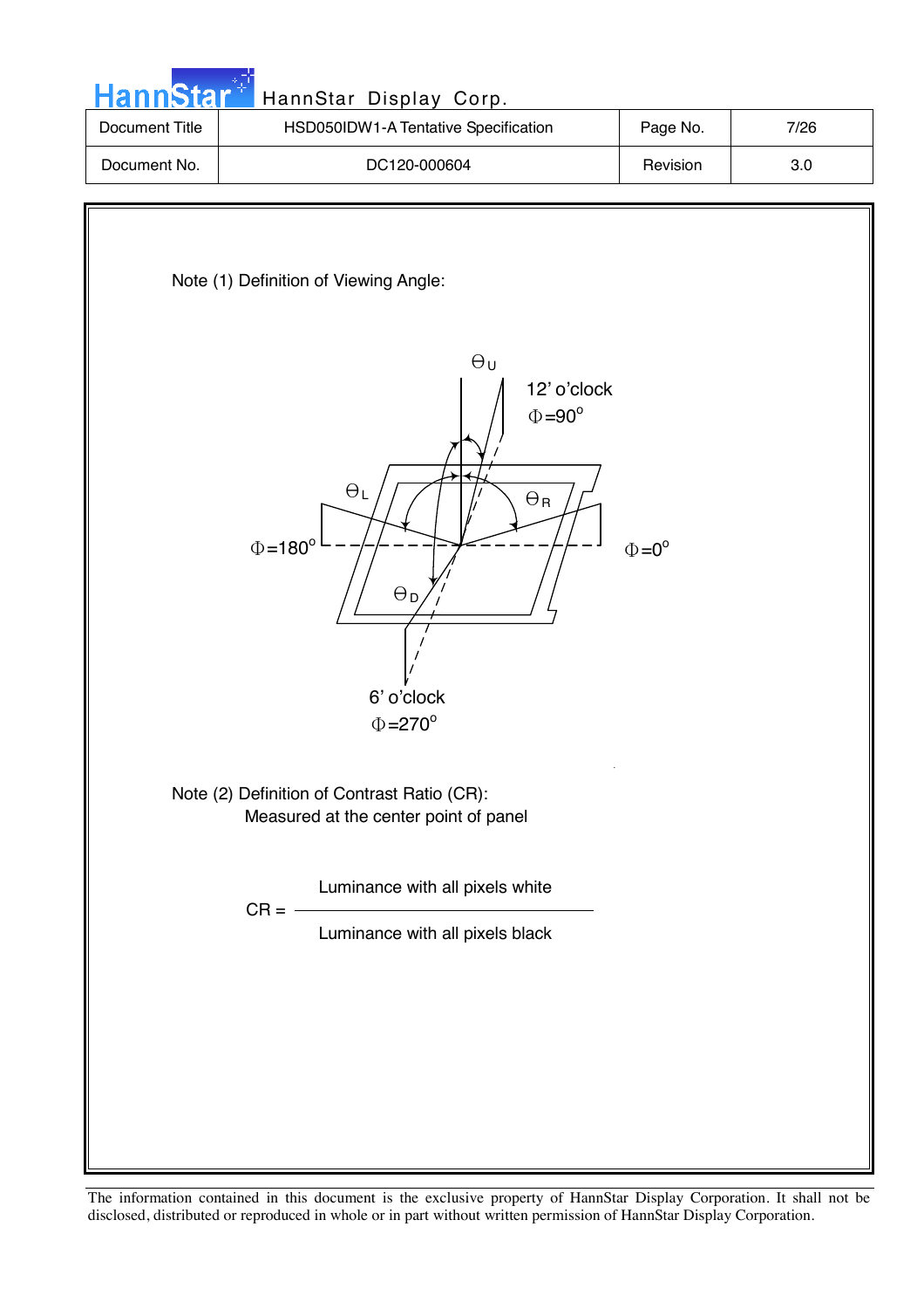Note (1) Definition of Viewing Angle:

$\Theta_U$

12' o'clock

$\Phi$=90°

$\Theta_L$

$\Theta_R$

$\Phi$=180°

$\Phi$=0°

$\Theta_D$

6' o'clock

$\Phi$=270°

Note (2) Definition of Contrast Ratio (CR):

Measured at the center point of panel

$$CR = \frac{\text{Luminance with all pixels white}}{\text{Luminance with all pixels black}}$$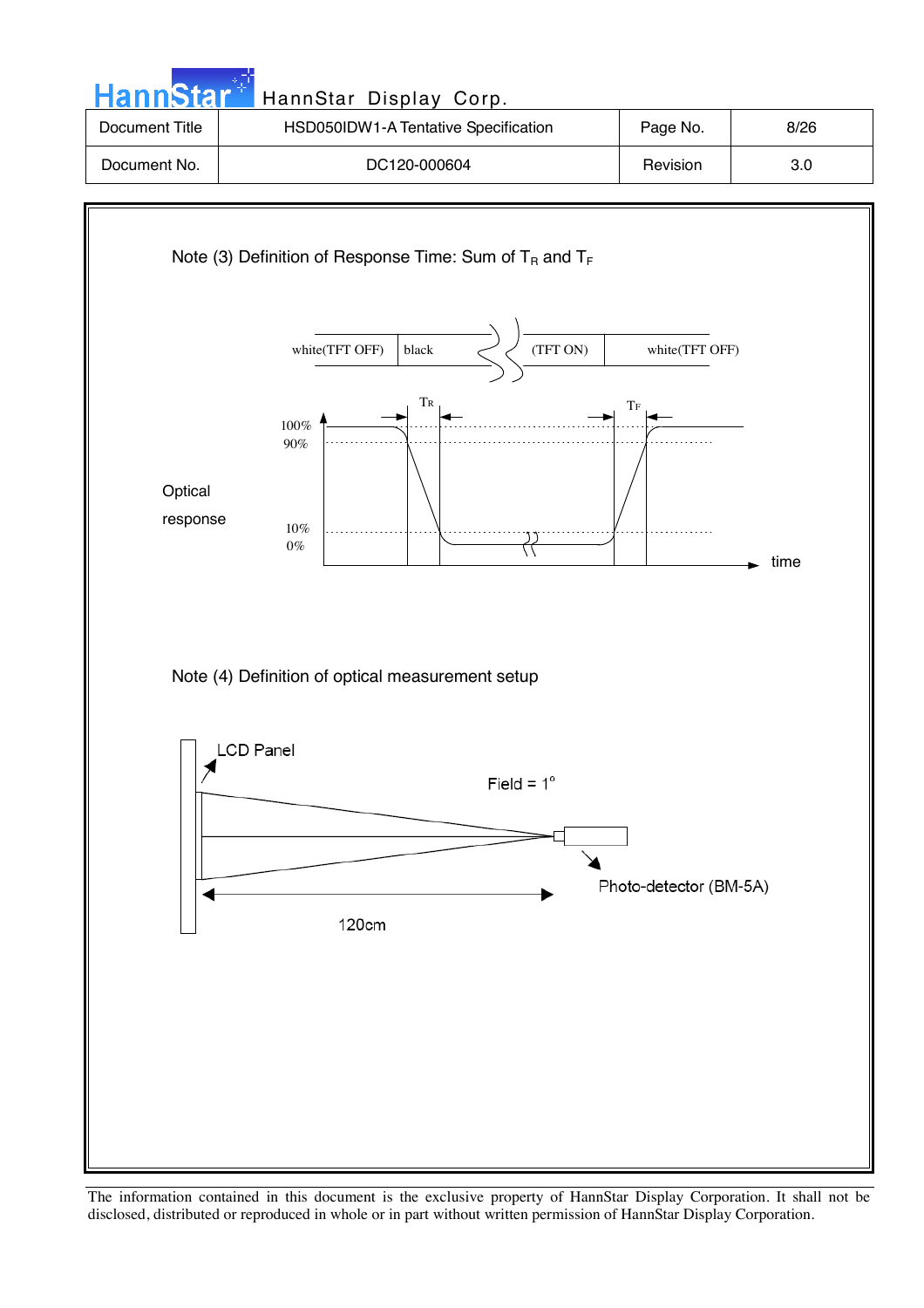Note (3) Definition of Response Time: Sum of $T_R$ and $T_F$

white(TFT OFF) | black | (TFT ON) | white(TFT OFF)

$T_R$ $T_F$

100%
90%

Optical response

10%
0%

time

Note (4) Definition of optical measurement setup

LCD Panel

Field = 1°

Photo-detector (BM-5A)

120cm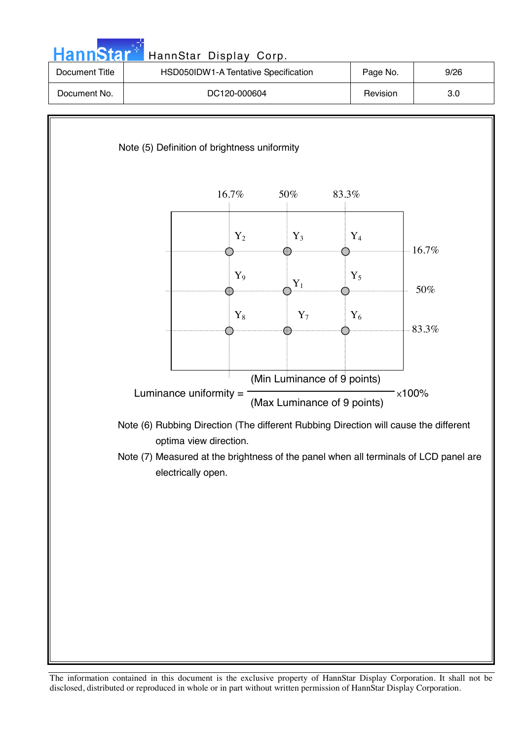Note (5) Definition of brightness uniformity

16.7% 50% 83.3%

$Y_2$ $Y_3$ $Y_4$ 16.7%

$Y_9$ $Y_1$ $Y_5$ 50%

$Y_8$ $Y_7$ $Y_6$ 83.3%

$$\text{Luminance uniformity} = \frac{\text{(Min Luminance of 9 points)}}{\text{(Max Luminance of 9 points)}} \times 100\%$$

Note (6) Rubbing Direction (The different Rubbing Direction will cause the different optima view direction.

Note (7) Measured at the brightness of the panel when all terminals of LCD panel are electrically open.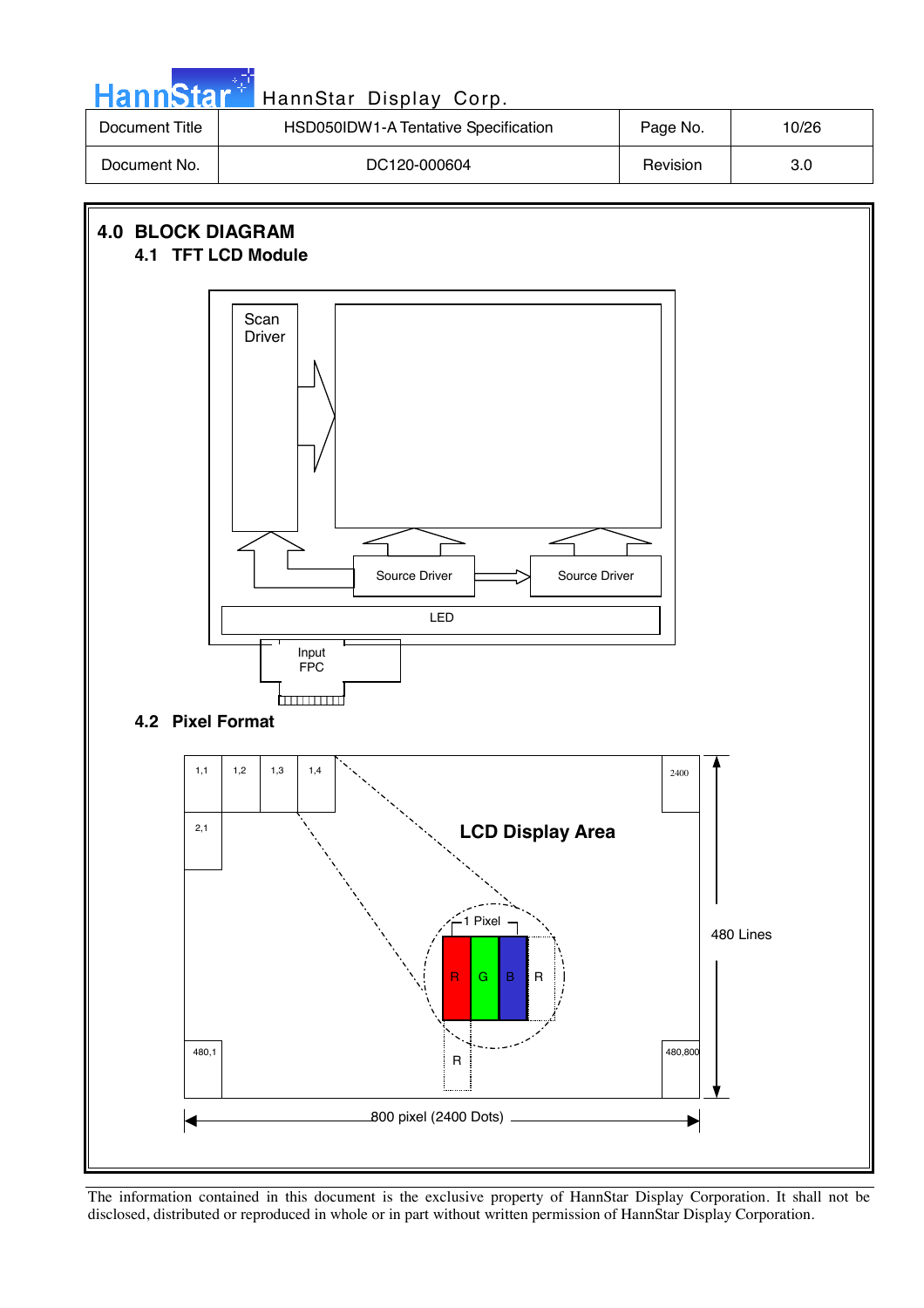## 4.0 BLOCK DIAGRAM

### 4.1 TFT LCD Module

Scan Driver

Source Driver

Source Driver

LED

Input FPC

### 4.2 Pixel Format

1,1 1,2 1,3 1,4 2400

2,1

LCD Display Area

1 Pixel

R G B R

R

480,1 480,800

480 Lines

800 pixel (2400 Dots)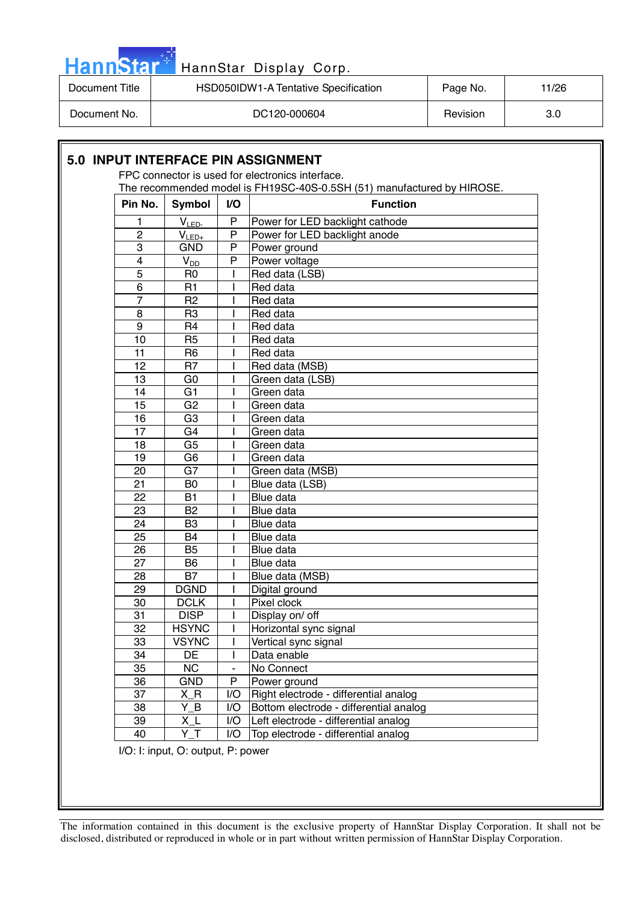## 5.0 INPUT INTERFACE PIN ASSIGNMENT

FPC connector is used for electronics interface.
The recommended model is FH19SC-40S-0.5SH (51) manufactured by HIROSE.

| Pin No. | Symbol | I/O | Function |
|---|---|---|---|
| 1 | $V_{LED-}$ | P | Power for LED backlight cathode |
| 2 | $V_{LED+}$ | P | Power for LED backlight anode |
| 3 | GND | P | Power ground |
| 4 | $V_{DD}$ | P | Power voltage |
| 5 | R0 | I | Red data (LSB) |
| 6 | R1 | I | Red data |
| 7 | R2 | I | Red data |
| 8 | R3 | I | Red data |
| 9 | R4 | I | Red data |
| 10 | R5 | I | Red data |
| 11 | R6 | I | Red data |
| 12 | R7 | I | Red data (MSB) |
| 13 | G0 | I | Green data (LSB) |
| 14 | G1 | I | Green data |
| 15 | G2 | I | Green data |
| 16 | G3 | I | Green data |
| 17 | G4 | I | Green data |
| 18 | G5 | I | Green data |
| 19 | G6 | I | Green data |
| 20 | G7 | I | Green data (MSB) |
| 21 | B0 | I | Blue data (LSB) |
| 22 | B1 | I | Blue data |
| 23 | B2 | I | Blue data |
| 24 | B3 | I | Blue data |
| 25 | B4 | I | Blue data |
| 26 | B5 | I | Blue data |
| 27 | B6 | I | Blue data |
| 28 | B7 | I | Blue data (MSB) |
| 29 | DGND | I | Digital ground |
| 30 | DCLK | I | Pixel clock |
| 31 | DISP | I | Display on/ off |
| 32 | HSYNC | I | Horizontal sync signal |
| 33 | VSYNC | I | Vertical sync signal |
| 34 | DE | I | Data enable |
| 35 | NC | - | No Connect |
| 36 | GND | P | Power ground |
| 37 | X_R | I/O | Right electrode - differential analog |
| 38 | Y_B | I/O | Bottom electrode - differential analog |
| 39 | X_L | I/O | Left electrode - differential analog |
| 40 | Y_T | I/O | Top electrode - differential analog |

I/O: I: input, O: output, P: power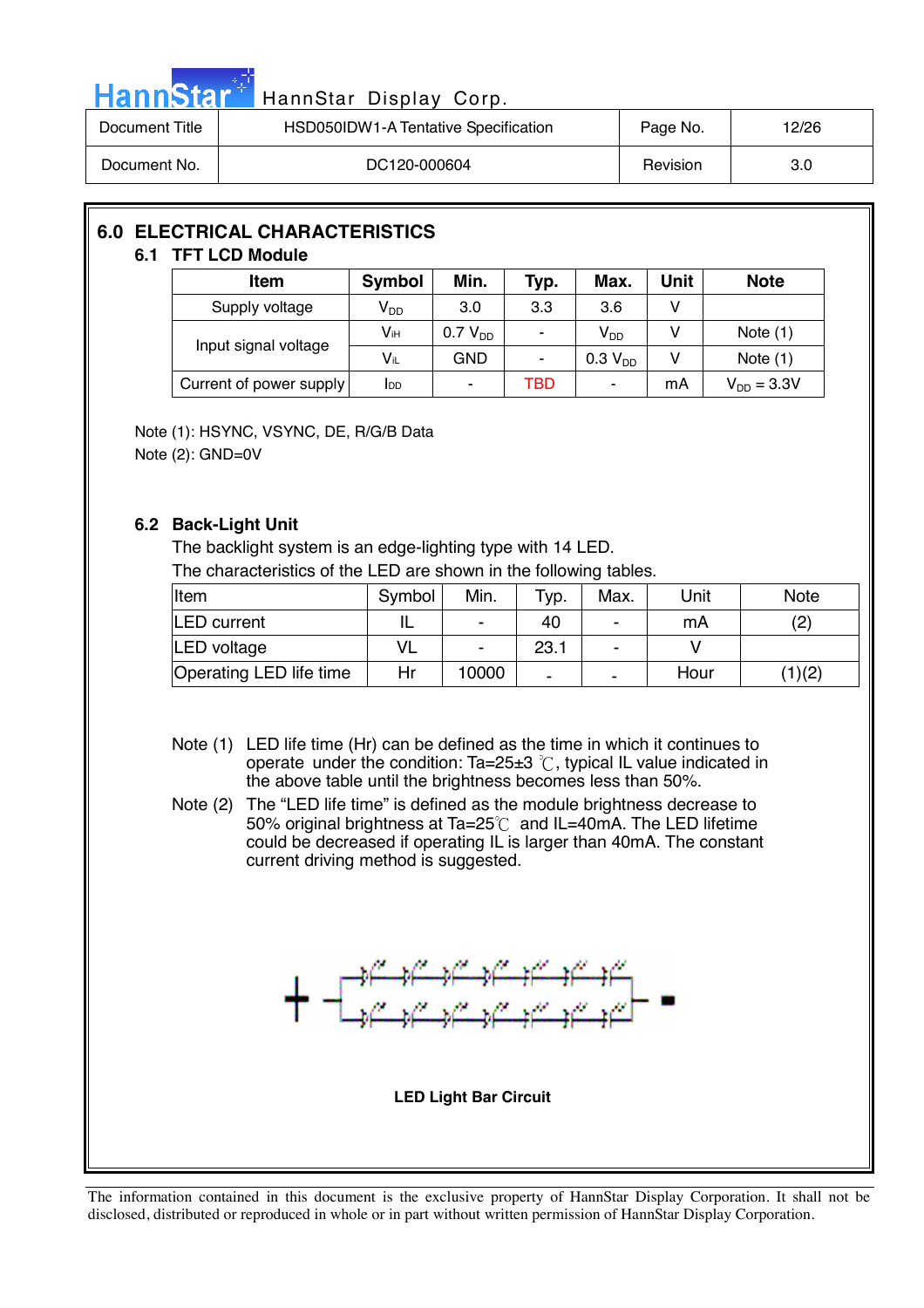# 6.0 ELECTRICAL CHARACTERISTICS

## 6.1 TFT LCD Module

| Item | Symbol | Min. | Typ. | Max. | Unit | Note |
|---|---|---|---|---|---|---|
| Supply voltage | $V_{DD}$ | 3.0 | 3.3 | 3.6 | V | |
| Input signal voltage | $V_{IH}$ | 0.7 $V_{DD}$ | - | $V_{DD}$ | V | Note (1) |
| | $V_{IL}$ | GND | - | 0.3 $V_{DD}$ | V | Note (1) |
| Current of power supply | $I_{DD}$ | - | TBD | - | mA | $V_{DD}$ = 3.3V |

Note (1): HSYNC, VSYNC, DE, R/G/B Data
Note (2): GND=0V

## 6.2 Back-Light Unit

The backlight system is an edge-lighting type with 14 LED.
The characteristics of the LED are shown in the following tables.

| Item | Symbol | Min. | Typ. | Max. | Unit | Note |
|---|---|---|---|---|---|---|
| LED current | IL | - | 40 | - | mA | (2) |
| LED voltage | VL | - | 23.1 | - | V | |
| Operating LED life time | Hr | 10000 | - | - | Hour | (1)(2) |

Note (1) LED life time (Hr) can be defined as the time in which it continues to operate under the condition: Ta=25±3 ℃, typical IL value indicated in the above table until the brightness becomes less than 50%.

Note (2) The "LED life time" is defined as the module brightness decrease to 50% original brightness at Ta=25℃ and IL=40mA. The LED lifetime could be decreased if operating IL is larger than 40mA. The constant current driving method is suggested.

**LED Light Bar Circuit**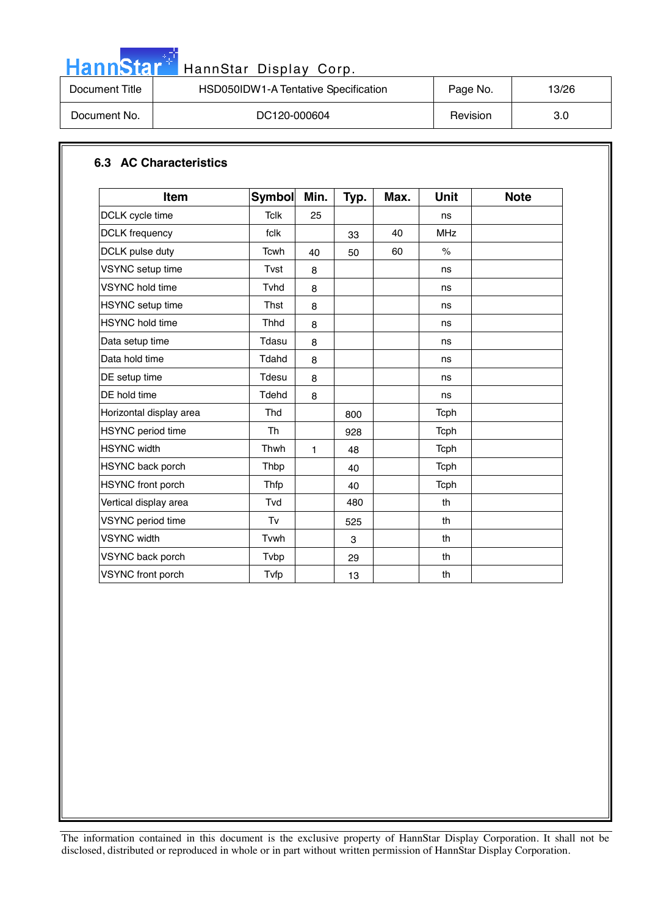### 6.3 AC Characteristics

| Item | Symbol | Min. | Typ. | Max. | Unit | Note |
|---|---|---|---|---|---|---|
| DCLK cycle time | Tclk | 25 | | | ns | |
| DCLK frequency | fclk | | 33 | 40 | MHz | |
| DCLK pulse duty | Tcwh | 40 | 50 | 60 | % | |
| VSYNC setup time | Tvst | 8 | | | ns | |
| VSYNC hold time | Tvhd | 8 | | | ns | |
| HSYNC setup time | Thst | 8 | | | ns | |
| HSYNC hold time | Thhd | 8 | | | ns | |
| Data setup time | Tdasu | 8 | | | ns | |
| Data hold time | Tdahd | 8 | | | ns | |
| DE setup time | Tdesu | 8 | | | ns | |
| DE hold time | Tdehd | 8 | | | ns | |
| Horizontal display area | Thd | | 800 | | Tcph | |
| HSYNC period time | Th | | 928 | | Tcph | |
| HSYNC width | Thwh | 1 | 48 | | Tcph | |
| HSYNC back porch | Thbp | | 40 | | Tcph | |
| HSYNC front porch | Thfp | | 40 | | Tcph | |
| Vertical display area | Tvd | | 480 | | th | |
| VSYNC period time | Tv | | 525 | | th | |
| VSYNC width | Tvwh | | 3 | | th | |
| VSYNC back porch | Tvbp | | 29 | | th | |
| VSYNC front porch | Tvfp | | 13 | | th | |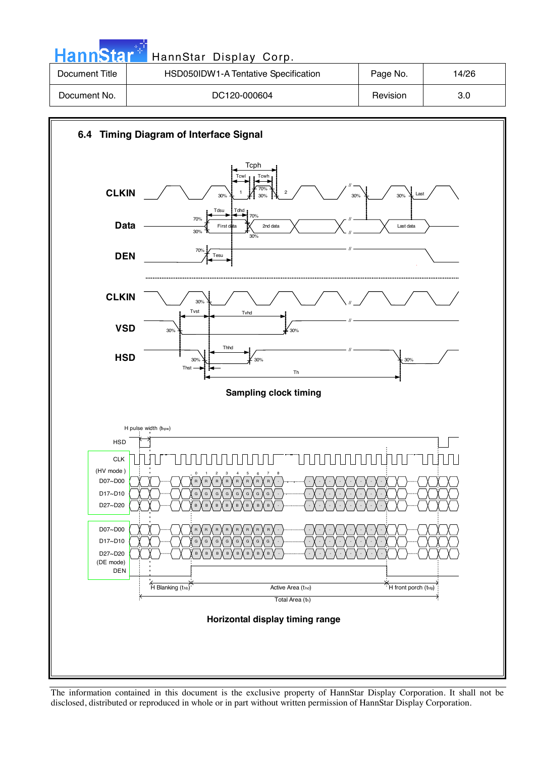## 6.4 Timing Diagram of Interface Signal

CLKIN

Tcph

Tcwl Tcwh

70%

30% 1 30% 2 30% 30% Last

Data

Tdsu Tdhd

70% 70%

First data 2nd data Last data

30% 30%

DEN

70%

Tesu

CLKIN

30%

VSD

Tvst Tvhd

30% 30%

HSD

Thhd

30% 30% 30%

Thst Th

**Sampling clock timing**

H pulse width ($t_{hpw}$)

HSD

CLK

(HV mode)

D07~D00

D17~D10

D27~D20

D07~D00

D17~D10

D27~D20

(DE mode)

DEN

H Blanking ($t_{hb}$) Active Area ($t_{hd}$) H front porch ($t_{hfp}$)

Total Area ($t_h$)

**Horizontal display timing range**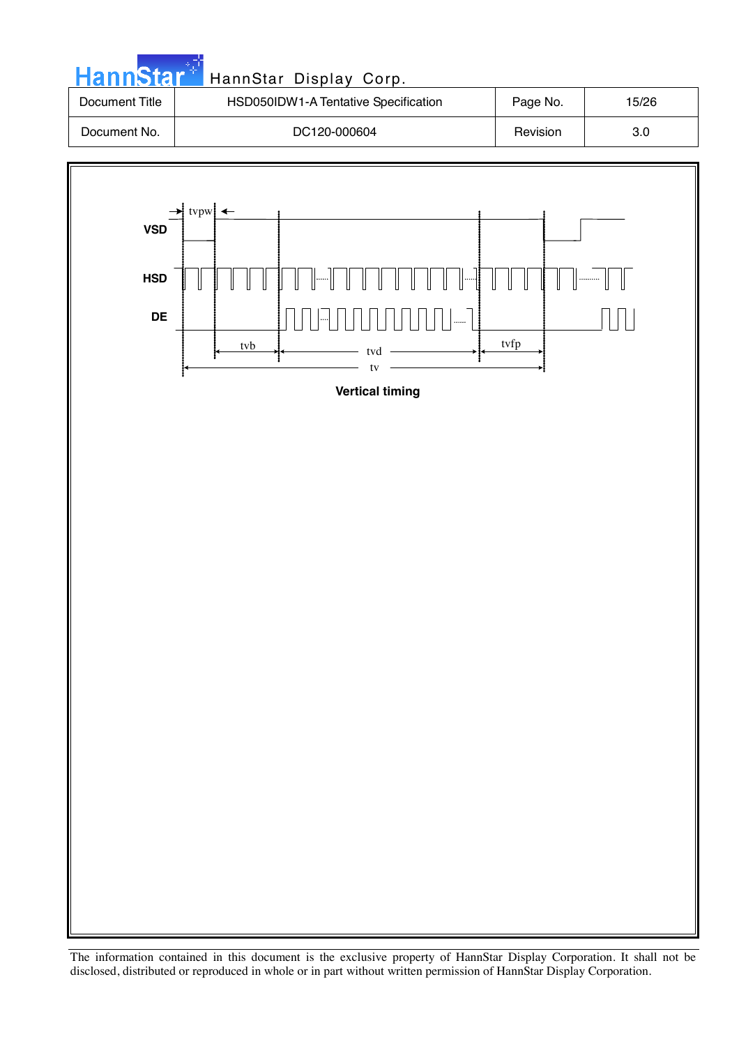VSD

HSD

DE

tvpw

tvb

tvd

tvfp

tv

**Vertical timing**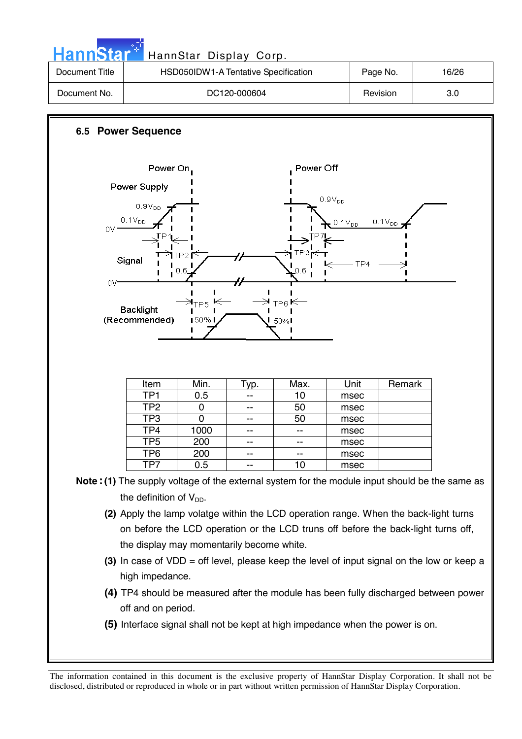### 6.5 Power Sequence

| Item | Min. | Typ. | Max. | Unit | Remark |
|---|---|---|---|---|---|
| TP1 | 0.5 | -- | 10 | msec | |
| TP2 | 0 | -- | 50 | msec | |
| TP3 | 0 | -- | 50 | msec | |
| TP4 | 1000 | -- | -- | msec | |
| TP5 | 200 | -- | -- | msec | |
| TP6 | 200 | -- | -- | msec | |
| TP7 | 0.5 | -- | 10 | msec | |

**Note : (1)** The supply voltage of the external system for the module input should be the same as the definition of $V_{DD}$.

**(2)** Apply the lamp volatge within the LCD operation range. When the back-light turns on before the LCD operation or the LCD truns off before the back-light turns off, the display may momentarily become white.

**(3)** In case of VDD = off level, please keep the level of input signal on the low or keep a high impedance.

**(4)** TP4 should be measured after the module has been fully discharged between power off and on period.

**(5)** Interface signal shall not be kept at high impedance when the power is on.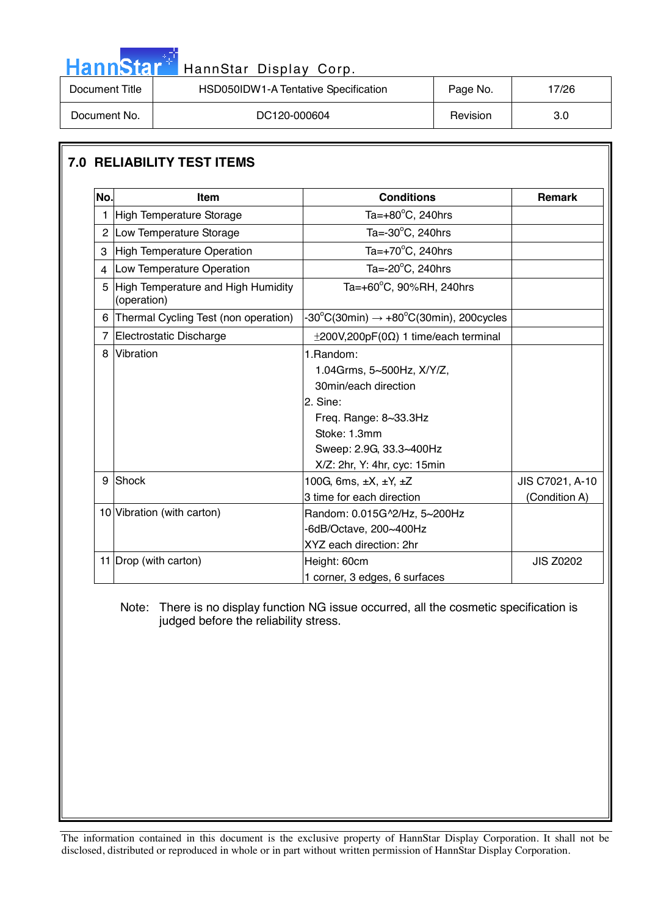## 7.0 RELIABILITY TEST ITEMS

| No. | Item | Conditions | Remark |
|---|---|---|---|
| 1 | High Temperature Storage | Ta=+80°C, 240hrs | |
| 2 | Low Temperature Storage | Ta=-30°C, 240hrs | |
| 3 | High Temperature Operation | Ta=+70°C, 240hrs | |
| 4 | Low Temperature Operation | Ta=-20°C, 240hrs | |
| 5 | High Temperature and High Humidity (operation) | Ta=+60°C, 90%RH, 240hrs | |
| 6 | Thermal Cycling Test (non operation) | -30°C(30min) → +80°C(30min), 200cycles | |
| 7 | Electrostatic Discharge | ±200V,200pF(0Ω) 1 time/each terminal | |
| 8 | Vibration | 1.Random:<br>1.04Grms, 5~500Hz, X/Y/Z,<br>30min/each direction<br>2. Sine:<br>Freq. Range: 8~33.3Hz<br>Stoke: 1.3mm<br>Sweep: 2.9G, 33.3~400Hz<br>X/Z: 2hr, Y: 4hr, cyc: 15min | |
| 9 | Shock | 100G, 6ms, ±X, ±Y, ±Z<br>3 time for each direction | JIS C7021, A-10 (Condition A) |
| 10 | Vibration (with carton) | Random: 0.015G^2/Hz, 5~200Hz<br>-6dB/Octave, 200~400Hz<br>XYZ each direction: 2hr | |
| 11 | Drop (with carton) | Height: 60cm<br>1 corner, 3 edges, 6 surfaces | JIS Z0202 |

Note: There is no display function NG issue occurred, all the cosmetic specification is judged before the reliability stress.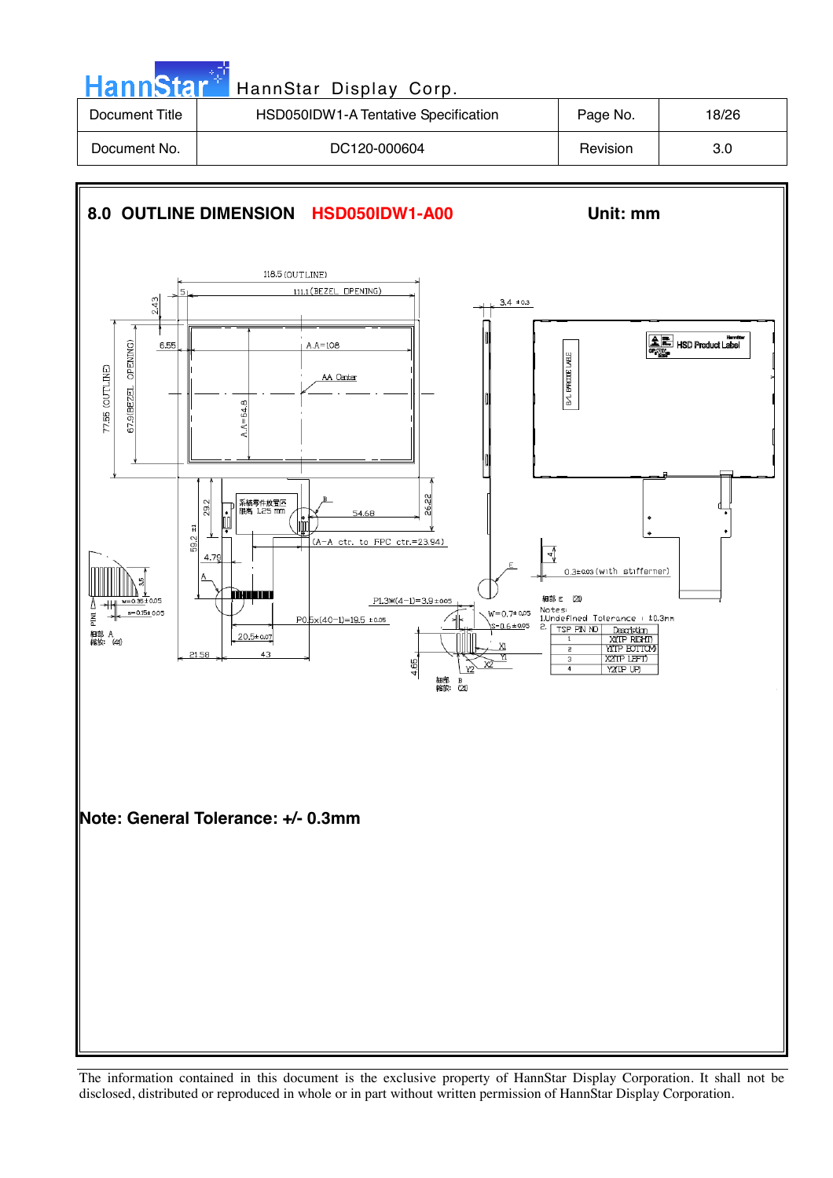## 8.0 OUTLINE DIMENSION HSD050IDW1-A00

Unit: mm

118.5 (OUTLINE)

111.1 (BEZEL OPENING)

5

2.43

6.55

A.A=108

AA Center

77.55 (OUTLINE)

67.9 (BEZEL OPENING)

A.A=64.8

3.4 ±0.3

B/L BARCODE LABLE

HSD Product Label

29.2

59.2 ±1

26.22

系統零件放置區 限高 1.25 mm

54.68

(A-A ctr. to FPC ctr.=23.94)

4.79

A

B

E

W=0.35±0.05

S=0.15±0.05

PIN1

細部 A 縮放: (4)

3.5

20.5±0.07

21.58

43

P0.5x(40-1)=19.5 ±0.05

P1.3*(4-1)=3.9±0.05

W=0.7±0.05

S=0.6±0.05

4.65

X1

Y1

X2

Y2

細部 B 縮放: (2)

4

0.3±0.03 (with stiffener)

細部 E (2)

Notes:
1. Undefined Tolerance : ±0.3mm
2.

| TSP PIN NO | Description |
|---|---|
| 1 | X1(TP RIGHT) |
| 2 | Y1(TP BOTTOM) |
| 3 | X2(TP LEFT) |
| 4 | Y2(TP UP) |

**Note: General Tolerance: +/- 0.3mm**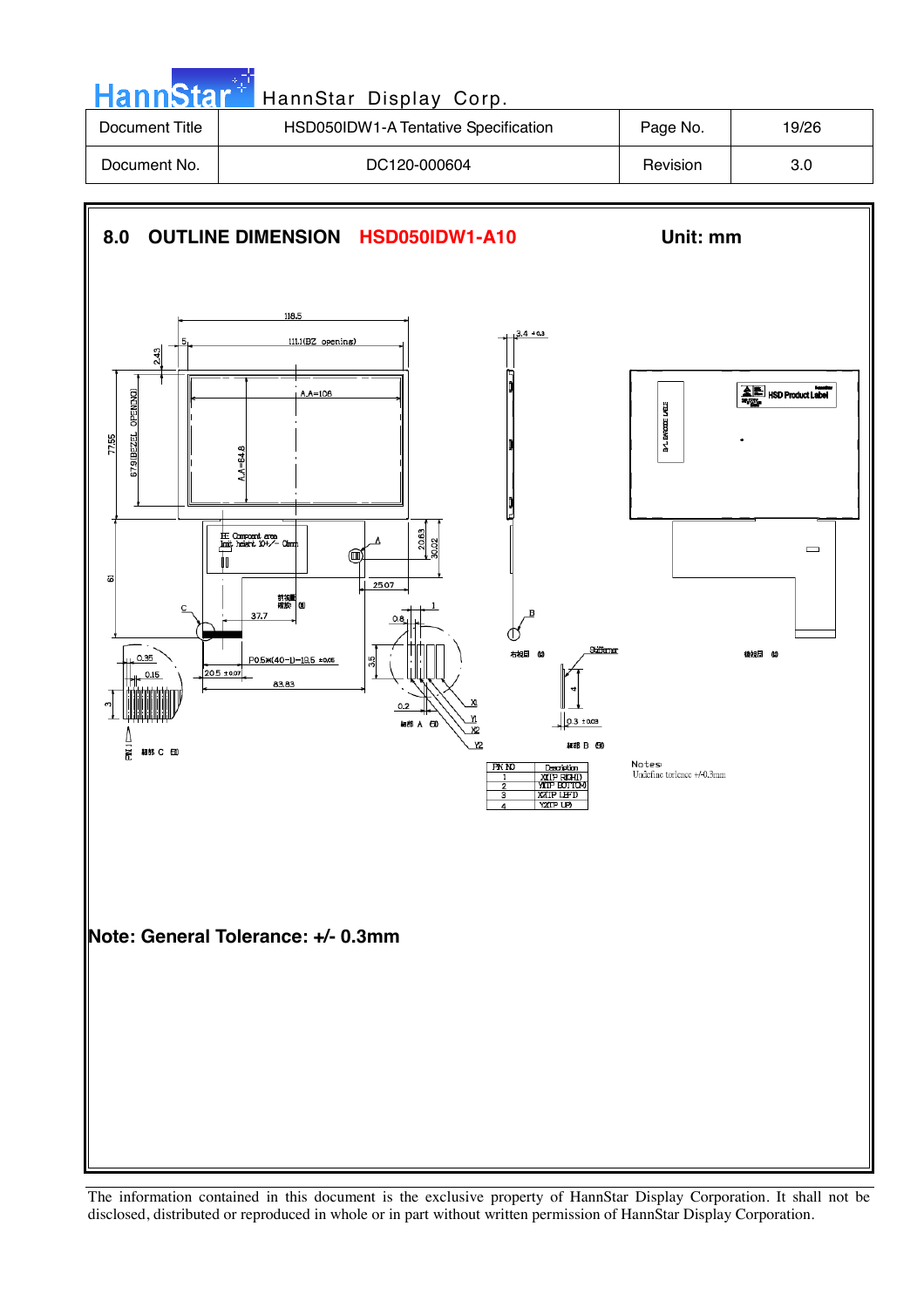| Document Title | HSD050IDW1-A Tentative Specification | Page No. | 19/26 |
|---|---|---|---|
| Document No. | DC120-000604 | Revision | 3.0 |

## 8.0 OUTLINE DIMENSION HSD050IDW1-A10

Unit: mm

118.5

111.1(BZ opening)

5

2.43

A.A=108

77.55

67.9(BEZEL OPENING)

A.A=64.8

3.4 +0.3

HSD Product Label

B/L BARCODE LABLE

20.63

30.02

25.07

61

C

37.7

0.8

1

B

0.35

0.15

P0.5\*(40-1)=19.5 ±0.05

20.5 ±0.07

3.5

Stiffener

83.83

3

0.2

X1

Y1

X2

Y2

4

0.3 ±0.03

PIN 1

| PIN NO | Description |
|---|---|
| 1 | X1(TP RIGHT) |
| 2 | Y1(TP BOTTOM) |
| 3 | X2(TP LEFT) |
| 4 | Y2(TP UP) |

Notes:
Undefine torlence +/-0.3mm

**Note: General Tolerance: +/- 0.3mm**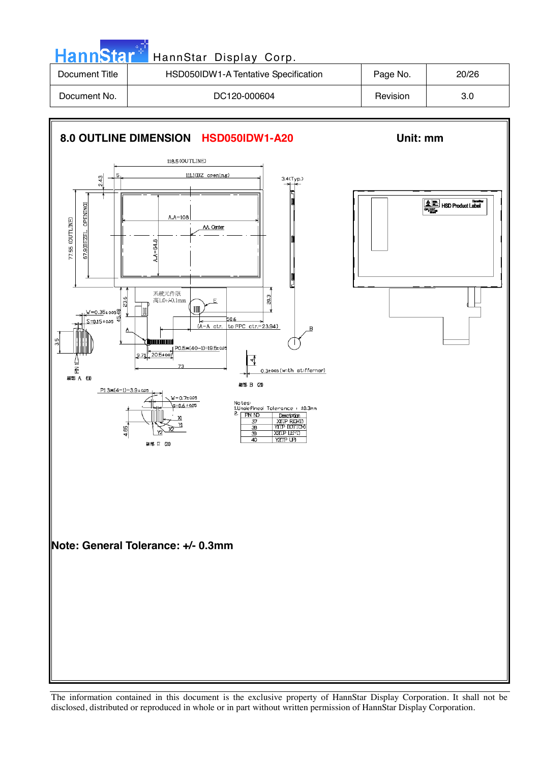## 8.0 OUTLINE DIMENSION HSD050IDW1-A20

Unit: mm

118.5 (OUTLINE)

111.1 (BZ opening)

A.A=108

AA Center

A.A=64.8

77.55 (OUTLINE)

67.9 (BEZEL OPENING)

2.43

5

3.4 (Typ.)

HSD Product Label

系統元件限高1.0+/-0.1mm

E

23.6

45.48

20.3

50.6

(A-A ctr. to FPC ctr.=23.94)

W=0.35±0.05

S=0.15±0.05

3.5

PIN 1

A

B

P0.5*(40-1)=19.5±0.05

9.71

20.5±0.07

73

4

0.3±0.03 (with stiffener)

細部 A

細部 B

P1.3*(4-1)=3.9±0.05

W=0.7±0.05

S=0.6±0.05

4.65

X1

Y1

X2

Y2

細部 E

Notes:
1. Undefined Tolerance : ±0.3mm
2.

| PIN NO | Description |
|---|---|
| 37 | X1(TP RIGHT) |
| 38 | Y1(TP BOTTOM) |
| 39 | X2(TP LEFT) |
| 40 | Y2(TP UP) |

**Note: General Tolerance: +/- 0.3mm**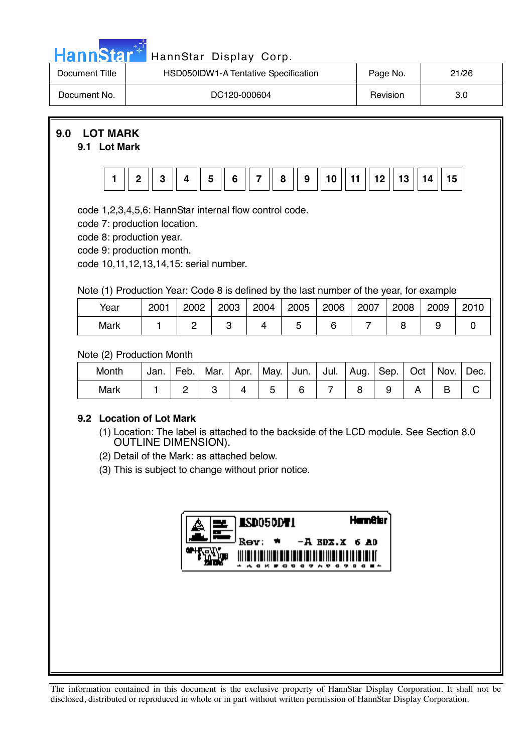# 9.0 LOT MARK

## 9.1 Lot Mark

| 1 | 2 | 3 | 4 | 5 | 6 | 7 | 8 | 9 | 10 | 11 | 12 | 13 | 14 | 15 |
|---|---|---|---|---|---|---|---|---|---|---|---|---|---|---|

code 1,2,3,4,5,6: HannStar internal flow control code.
code 7: production location.
code 8: production year.
code 9: production month.
code 10,11,12,13,14,15: serial number.

Note (1) Production Year: Code 8 is defined by the last number of the year, for example

| Year | 2001 | 2002 | 2003 | 2004 | 2005 | 2006 | 2007 | 2008 | 2009 | 2010 |
|---|---|---|---|---|---|---|---|---|---|---|
| Mark | 1 | 2 | 3 | 4 | 5 | 6 | 7 | 8 | 9 | 0 |

Note (2) Production Month

| Month | Jan. | Feb. | Mar. | Apr. | May. | Jun. | Jul. | Aug. | Sep. | Oct | Nov. | Dec. |
|---|---|---|---|---|---|---|---|---|---|---|---|---|
| Mark | 1 | 2 | 3 | 4 | 5 | 6 | 7 | 8 | 9 | A | B | C |

## 9.2 Location of Lot Mark

(1) Location: The label is attached to the backside of the LCD module. See Section 8.0 OUTLINE DIMENSION).

(2) Detail of the Mark: as attached below.

(3) This is subject to change without prior notice.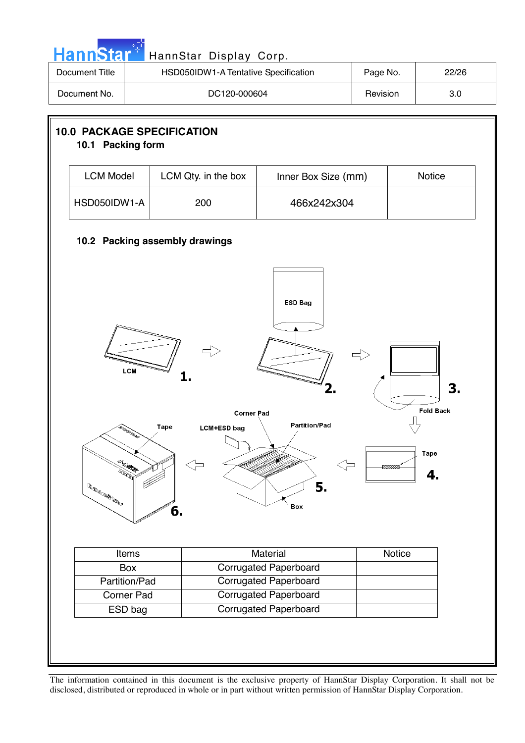## 10.0 PACKAGE SPECIFICATION

### 10.1 Packing form

| LCM Model | LCM Qty. in the box | Inner Box Size (mm) | Notice |
|---|---|---|---|
| HSD050IDW1-A | 200 | 466x242x304 | |

### 10.2 Packing assembly drawings

| Items | Material | Notice |
|---|---|---|
| Box | Corrugated Paperboard | |
| Partition/Pad | Corrugated Paperboard | |
| Corner Pad | Corrugated Paperboard | |
| ESD bag | Corrugated Paperboard | |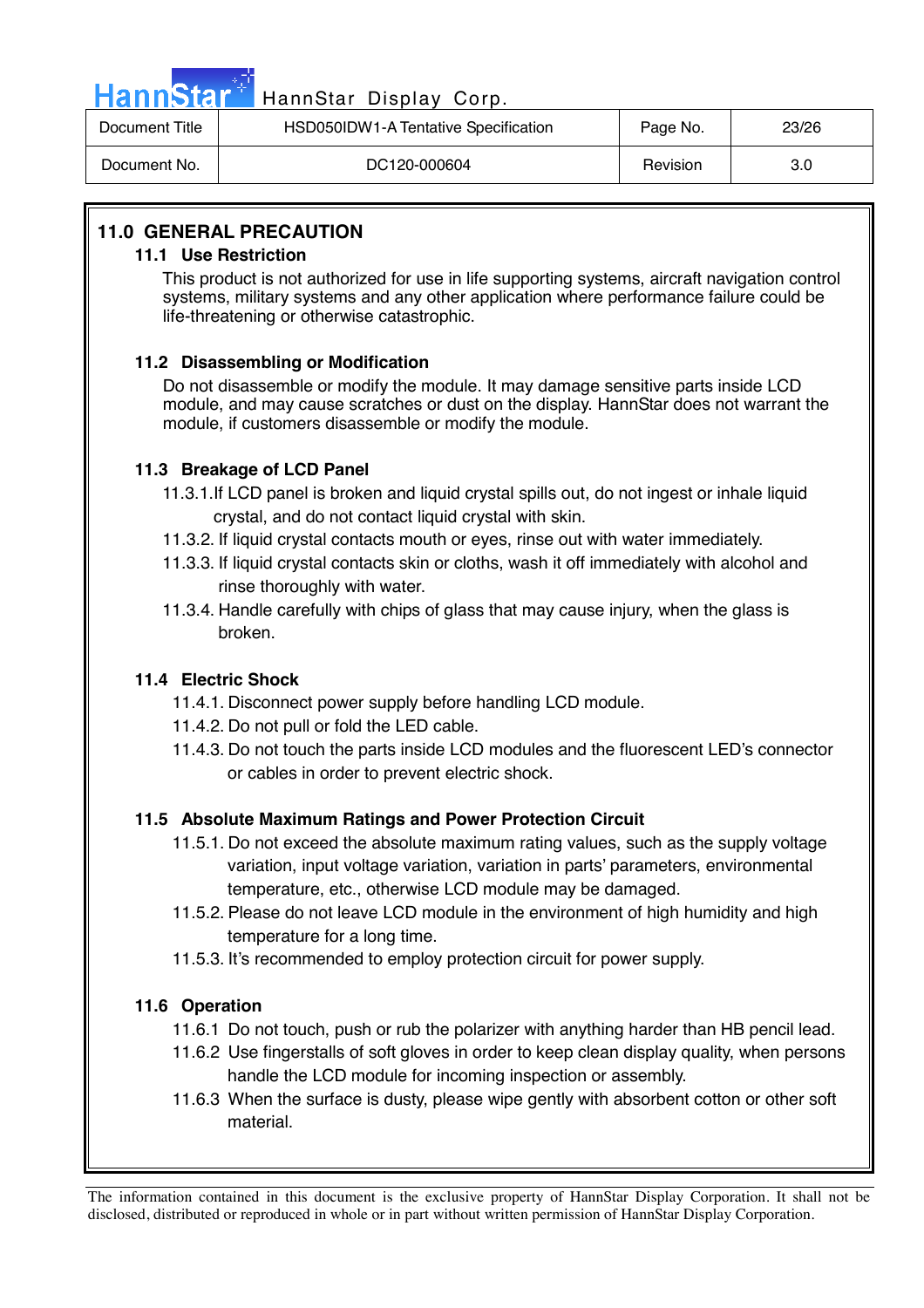## 11.0 GENERAL PRECAUTION

### 11.1 Use Restriction

This product is not authorized for use in life supporting systems, aircraft navigation control systems, military systems and any other application where performance failure could be life-threatening or otherwise catastrophic.

### 11.2 Disassembling or Modification

Do not disassemble or modify the module. It may damage sensitive parts inside LCD module, and may cause scratches or dust on the display. HannStar does not warrant the module, if customers disassemble or modify the module.

### 11.3 Breakage of LCD Panel

11.3.1.If LCD panel is broken and liquid crystal spills out, do not ingest or inhale liquid crystal, and do not contact liquid crystal with skin.

11.3.2. If liquid crystal contacts mouth or eyes, rinse out with water immediately.

11.3.3. If liquid crystal contacts skin or cloths, wash it off immediately with alcohol and rinse thoroughly with water.

11.3.4. Handle carefully with chips of glass that may cause injury, when the glass is broken.

### 11.4 Electric Shock

11.4.1. Disconnect power supply before handling LCD module.

11.4.2. Do not pull or fold the LED cable.

11.4.3. Do not touch the parts inside LCD modules and the fluorescent LED's connector or cables in order to prevent electric shock.

### 11.5 Absolute Maximum Ratings and Power Protection Circuit

11.5.1. Do not exceed the absolute maximum rating values, such as the supply voltage variation, input voltage variation, variation in parts' parameters, environmental temperature, etc., otherwise LCD module may be damaged.

11.5.2. Please do not leave LCD module in the environment of high humidity and high temperature for a long time.

11.5.3. It's recommended to employ protection circuit for power supply.

### 11.6 Operation

11.6.1 Do not touch, push or rub the polarizer with anything harder than HB pencil lead.

11.6.2 Use fingerstalls of soft gloves in order to keep clean display quality, when persons handle the LCD module for incoming inspection or assembly.

11.6.3 When the surface is dusty, please wipe gently with absorbent cotton or other soft material.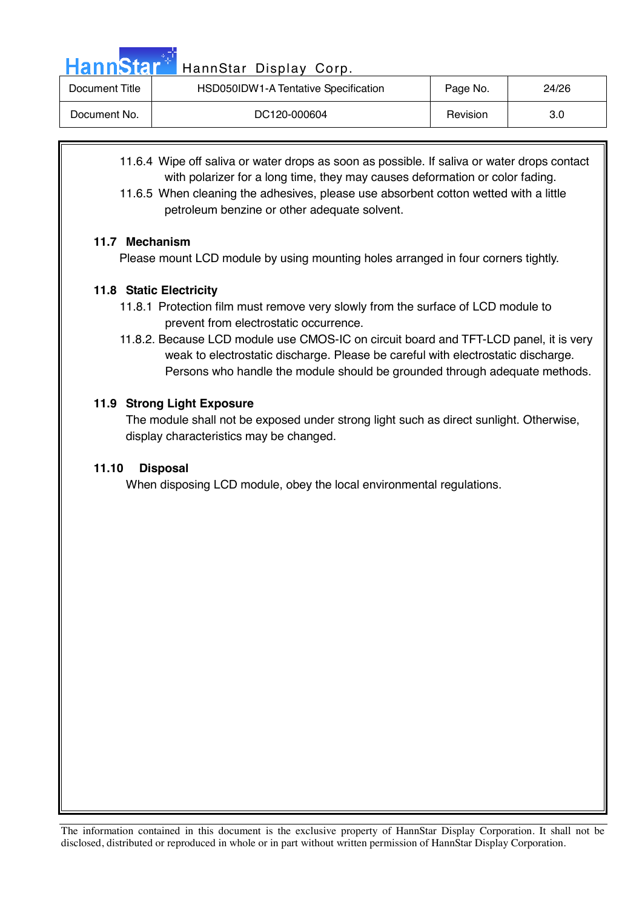11.6.4 Wipe off saliva or water drops as soon as possible. If saliva or water drops contact with polarizer for a long time, they may causes deformation or color fading.

11.6.5 When cleaning the adhesives, please use absorbent cotton wetted with a little petroleum benzine or other adequate solvent.

## 11.7 Mechanism

Please mount LCD module by using mounting holes arranged in four corners tightly.

## 11.8 Static Electricity

11.8.1 Protection film must remove very slowly from the surface of LCD module to prevent from electrostatic occurrence.

11.8.2. Because LCD module use CMOS-IC on circuit board and TFT-LCD panel, it is very weak to electrostatic discharge. Please be careful with electrostatic discharge. Persons who handle the module should be grounded through adequate methods.

## 11.9 Strong Light Exposure

The module shall not be exposed under strong light such as direct sunlight. Otherwise, display characteristics may be changed.

## 11.10 Disposal

When disposing LCD module, obey the local environmental regulations.